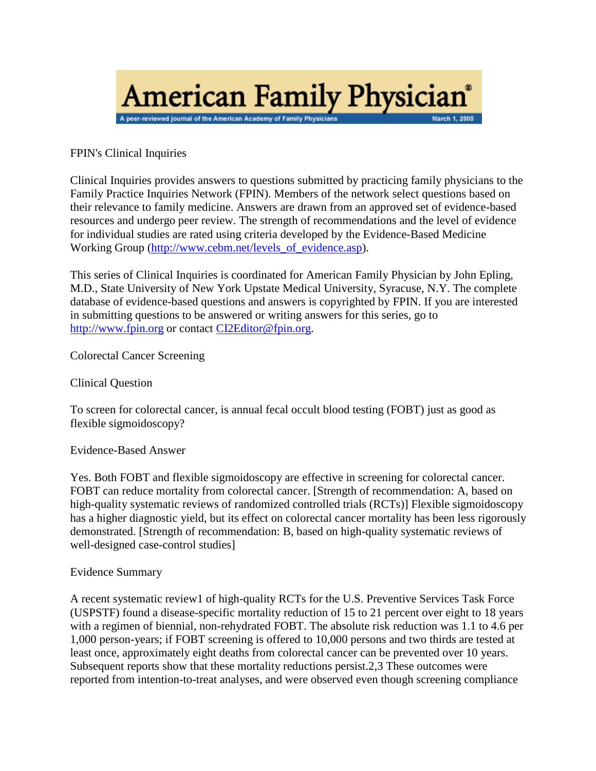# American Family Physician

A peer-reviewed journal of the American Academy of Family Physicians — March 1, 2005

FPIN's Clinical Inquiries

Clinical Inquiries provides answers to questions submitted by practicing family physicians to the Family Practice Inquiries Network (FPIN). Members of the network select questions based on their relevance to family medicine. Answers are drawn from an approved set of evidence-based resources and undergo peer review. The strength of recommendations and the level of evidence for individual studies are rated using criteria developed by the Evidence-Based Medicine Working Group (http://www.cebm.net/levels_of_evidence.asp).

This series of Clinical Inquiries is coordinated for American Family Physician by John Epling, M.D., State University of New York Upstate Medical University, Syracuse, N.Y. The complete database of evidence-based questions and answers is copyrighted by FPIN. If you are interested in submitting questions to be answered or writing answers for this series, go to http://www.fpin.org or contact CI2Editor@fpin.org.

## Colorectal Cancer Screening

### Clinical Question

To screen for colorectal cancer, is annual fecal occult blood testing (FOBT) just as good as flexible sigmoidoscopy?

### Evidence-Based Answer

Yes. Both FOBT and flexible sigmoidoscopy are effective in screening for colorectal cancer. FOBT can reduce mortality from colorectal cancer. [Strength of recommendation: A, based on high-quality systematic reviews of randomized controlled trials (RCTs)] Flexible sigmoidoscopy has a higher diagnostic yield, but its effect on colorectal cancer mortality has been less rigorously demonstrated. [Strength of recommendation: B, based on high-quality systematic reviews of well-designed case-control studies]

### Evidence Summary

A recent systematic review[1] of high-quality RCTs for the U.S. Preventive Services Task Force (USPSTF) found a disease-specific mortality reduction of 15 to 21 percent over eight to 18 years with a regimen of biennial, non-rehydrated FOBT. The absolute risk reduction was 1.1 to 4.6 per 1,000 person-years; if FOBT screening is offered to 10,000 persons and two thirds are tested at least once, approximately eight deaths from colorectal cancer can be prevented over 10 years. Subsequent reports show that these mortality reductions persist.[2,3] These outcomes were reported from intention-to-treat analyses, and were observed even though screening compliance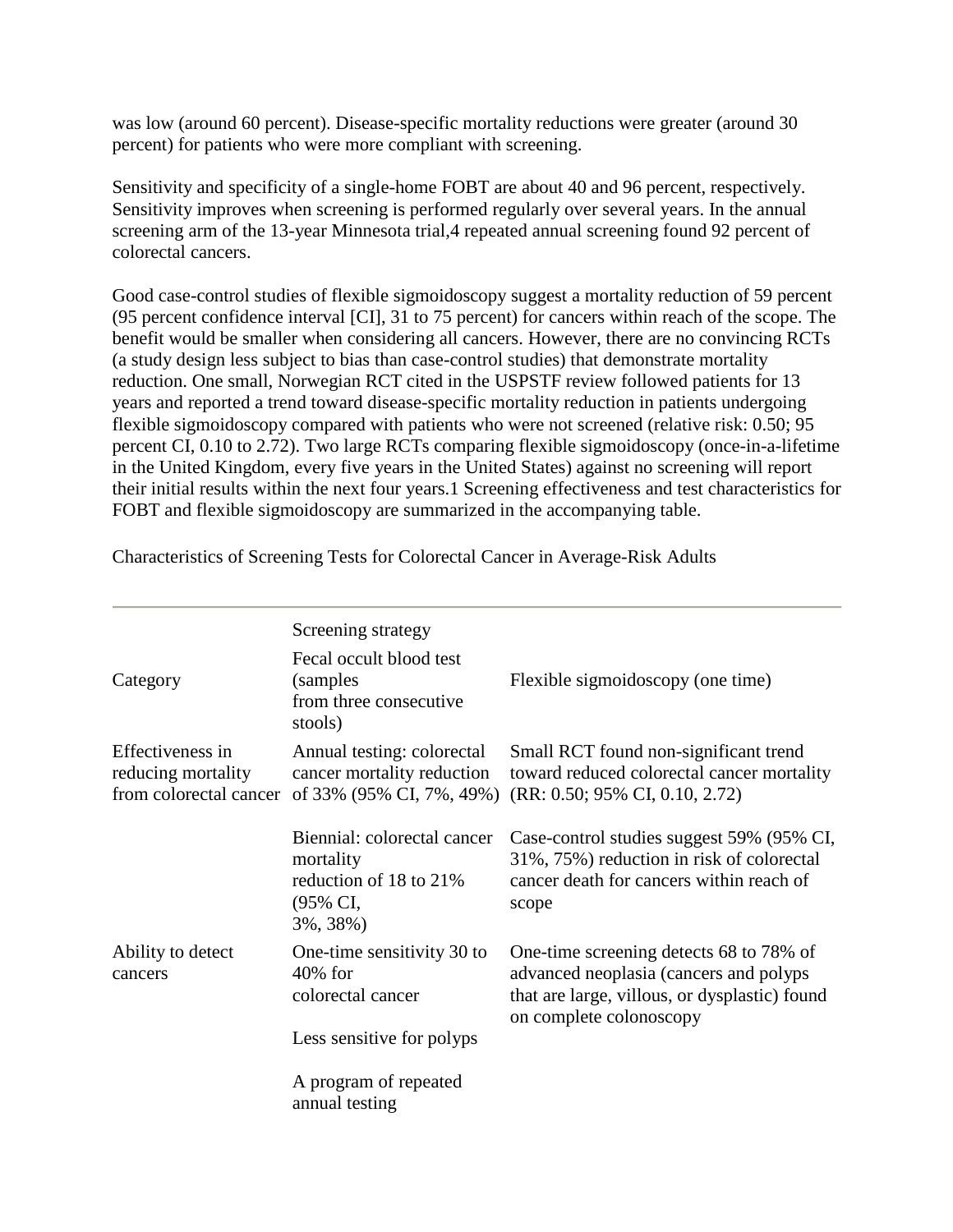was low (around 60 percent). Disease-specific mortality reductions were greater (around 30 percent) for patients who were more compliant with screening.

Sensitivity and specificity of a single-home FOBT are about 40 and 96 percent, respectively. Sensitivity improves when screening is performed regularly over several years. In the annual screening arm of the 13-year Minnesota trial,4 repeated annual screening found 92 percent of colorectal cancers.

Good case-control studies of flexible sigmoidoscopy suggest a mortality reduction of 59 percent (95 percent confidence interval [CI], 31 to 75 percent) for cancers within reach of the scope. The benefit would be smaller when considering all cancers. However, there are no convincing RCTs (a study design less subject to bias than case-control studies) that demonstrate mortality reduction. One small, Norwegian RCT cited in the USPSTF review followed patients for 13 years and reported a trend toward disease-specific mortality reduction in patients undergoing flexible sigmoidoscopy compared with patients who were not screened (relative risk: 0.50; 95 percent CI, 0.10 to 2.72). Two large RCTs comparing flexible sigmoidoscopy (once-in-a-lifetime in the United Kingdom, every five years in the United States) against no screening will report their initial results within the next four years.1 Screening effectiveness and test characteristics for FOBT and flexible sigmoidoscopy are summarized in the accompanying table.

Characteristics of Screening Tests for Colorectal Cancer in Average-Risk Adults

| | Screening strategy | |
|---|---|---|
| Category | Fecal occult blood test (samples from three consecutive stools) | Flexible sigmoidoscopy (one time) |
| Effectiveness in reducing mortality from colorectal cancer | Annual testing: colorectal cancer mortality reduction of 33% (95% CI, 7%, 49%) | Small RCT found non-significant trend toward reduced colorectal cancer mortality (RR: 0.50; 95% CI, 0.10, 2.72) |
| | Biennial: colorectal cancer mortality reduction of 18 to 21% (95% CI, 3%, 38%) | Case-control studies suggest 59% (95% CI, 31%, 75%) reduction in risk of colorectal cancer death for cancers within reach of scope |
| Ability to detect cancers | One-time sensitivity 30 to 40% for colorectal cancer<br><br>Less sensitive for polyps<br><br>A program of repeated annual testing | One-time screening detects 68 to 78% of advanced neoplasia (cancers and polyps that are large, villous, or dysplastic) found on complete colonoscopy |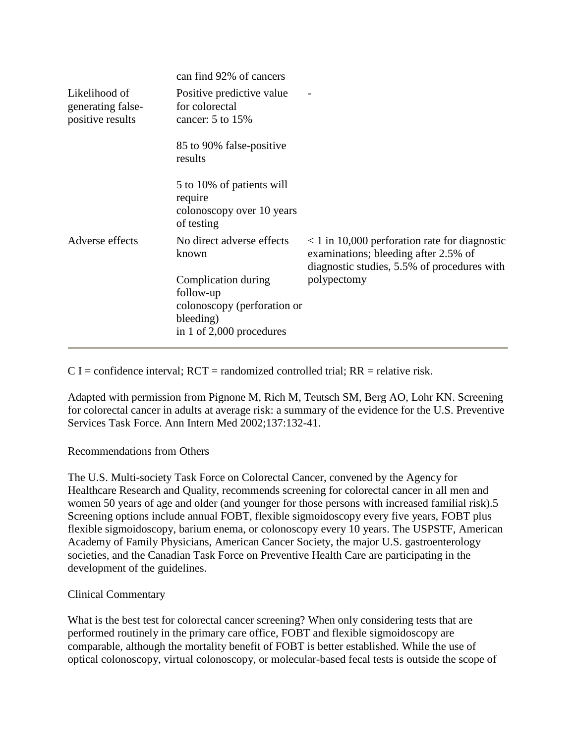| | | |
|---|---|---|
| | can find 92% of cancers | |
| Likelihood of generating false-positive results | Positive predictive value for colorectal cancer: 5 to 15%<br><br>85 to 90% false-positive results<br><br>5 to 10% of patients will require colonoscopy over 10 years of testing | - |
| Adverse effects | No direct adverse effects known<br><br>Complication during follow-up colonoscopy (perforation or bleeding) in 1 of 2,000 procedures | < 1 in 10,000 perforation rate for diagnostic examinations; bleeding after 2.5% of diagnostic studies, 5.5% of procedures with polypectomy |

C I = confidence interval; RCT = randomized controlled trial; RR = relative risk.

Adapted with permission from Pignone M, Rich M, Teutsch SM, Berg AO, Lohr KN. Screening for colorectal cancer in adults at average risk: a summary of the evidence for the U.S. Preventive Services Task Force. Ann Intern Med 2002;137:132-41.

Recommendations from Others

The U.S. Multi-society Task Force on Colorectal Cancer, convened by the Agency for Healthcare Research and Quality, recommends screening for colorectal cancer in all men and women 50 years of age and older (and younger for those persons with increased familial risk).5 Screening options include annual FOBT, flexible sigmoidoscopy every five years, FOBT plus flexible sigmoidoscopy, barium enema, or colonoscopy every 10 years. The USPSTF, American Academy of Family Physicians, American Cancer Society, the major U.S. gastroenterology societies, and the Canadian Task Force on Preventive Health Care are participating in the development of the guidelines.

Clinical Commentary

What is the best test for colorectal cancer screening? When only considering tests that are performed routinely in the primary care office, FOBT and flexible sigmoidoscopy are comparable, although the mortality benefit of FOBT is better established. While the use of optical colonoscopy, virtual colonoscopy, or molecular-based fecal tests is outside the scope of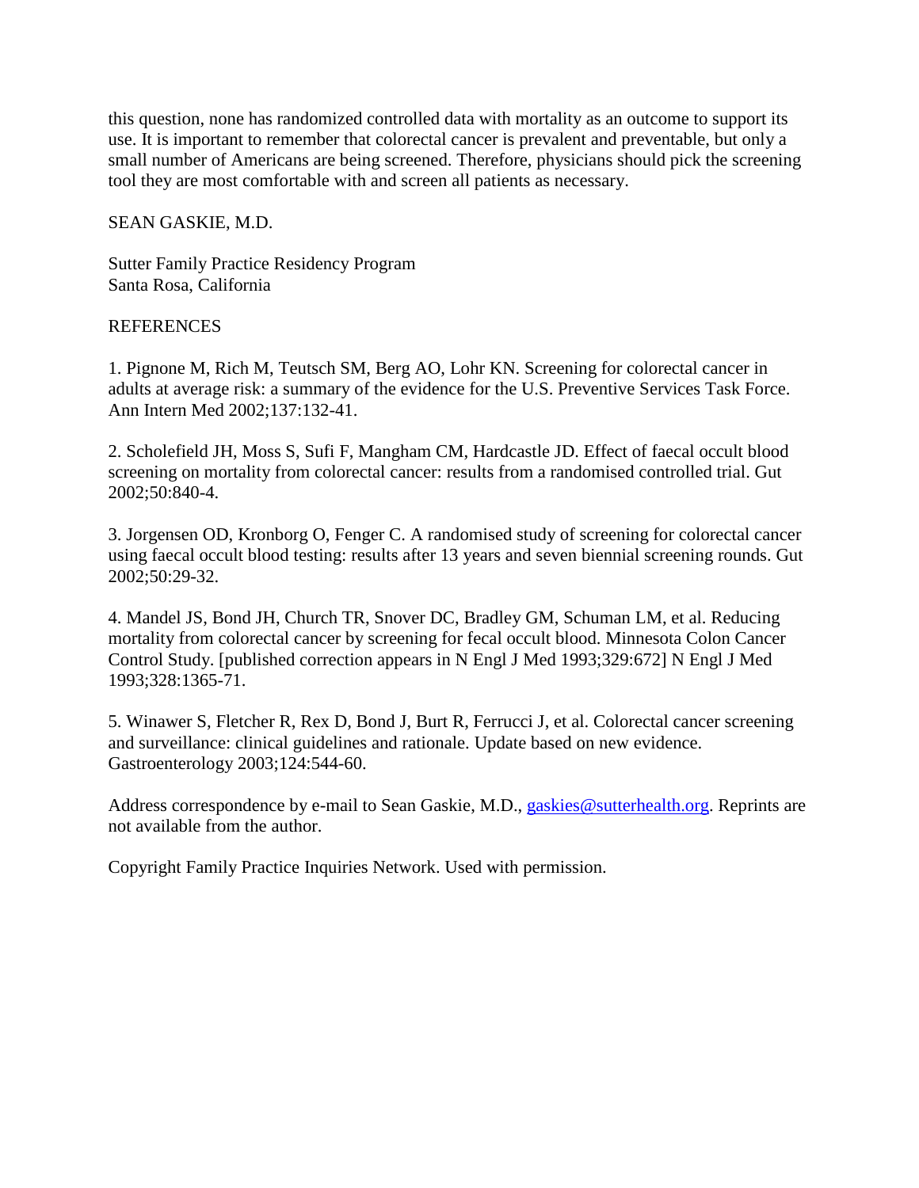this question, none has randomized controlled data with mortality as an outcome to support its use. It is important to remember that colorectal cancer is prevalent and preventable, but only a small number of Americans are being screened. Therefore, physicians should pick the screening tool they are most comfortable with and screen all patients as necessary.

SEAN GASKIE, M.D.

Sutter Family Practice Residency Program
Santa Rosa, California

REFERENCES

1. Pignone M, Rich M, Teutsch SM, Berg AO, Lohr KN. Screening for colorectal cancer in adults at average risk: a summary of the evidence for the U.S. Preventive Services Task Force. Ann Intern Med 2002;137:132-41.

2. Scholefield JH, Moss S, Sufi F, Mangham CM, Hardcastle JD. Effect of faecal occult blood screening on mortality from colorectal cancer: results from a randomised controlled trial. Gut 2002;50:840-4.

3. Jorgensen OD, Kronborg O, Fenger C. A randomised study of screening for colorectal cancer using faecal occult blood testing: results after 13 years and seven biennial screening rounds. Gut 2002;50:29-32.

4. Mandel JS, Bond JH, Church TR, Snover DC, Bradley GM, Schuman LM, et al. Reducing mortality from colorectal cancer by screening for fecal occult blood. Minnesota Colon Cancer Control Study. [published correction appears in N Engl J Med 1993;329:672] N Engl J Med 1993;328:1365-71.

5. Winawer S, Fletcher R, Rex D, Bond J, Burt R, Ferrucci J, et al. Colorectal cancer screening and surveillance: clinical guidelines and rationale. Update based on new evidence. Gastroenterology 2003;124:544-60.

Address correspondence by e-mail to Sean Gaskie, M.D., gaskies@sutterhealth.org. Reprints are not available from the author.

Copyright Family Practice Inquiries Network. Used with permission.